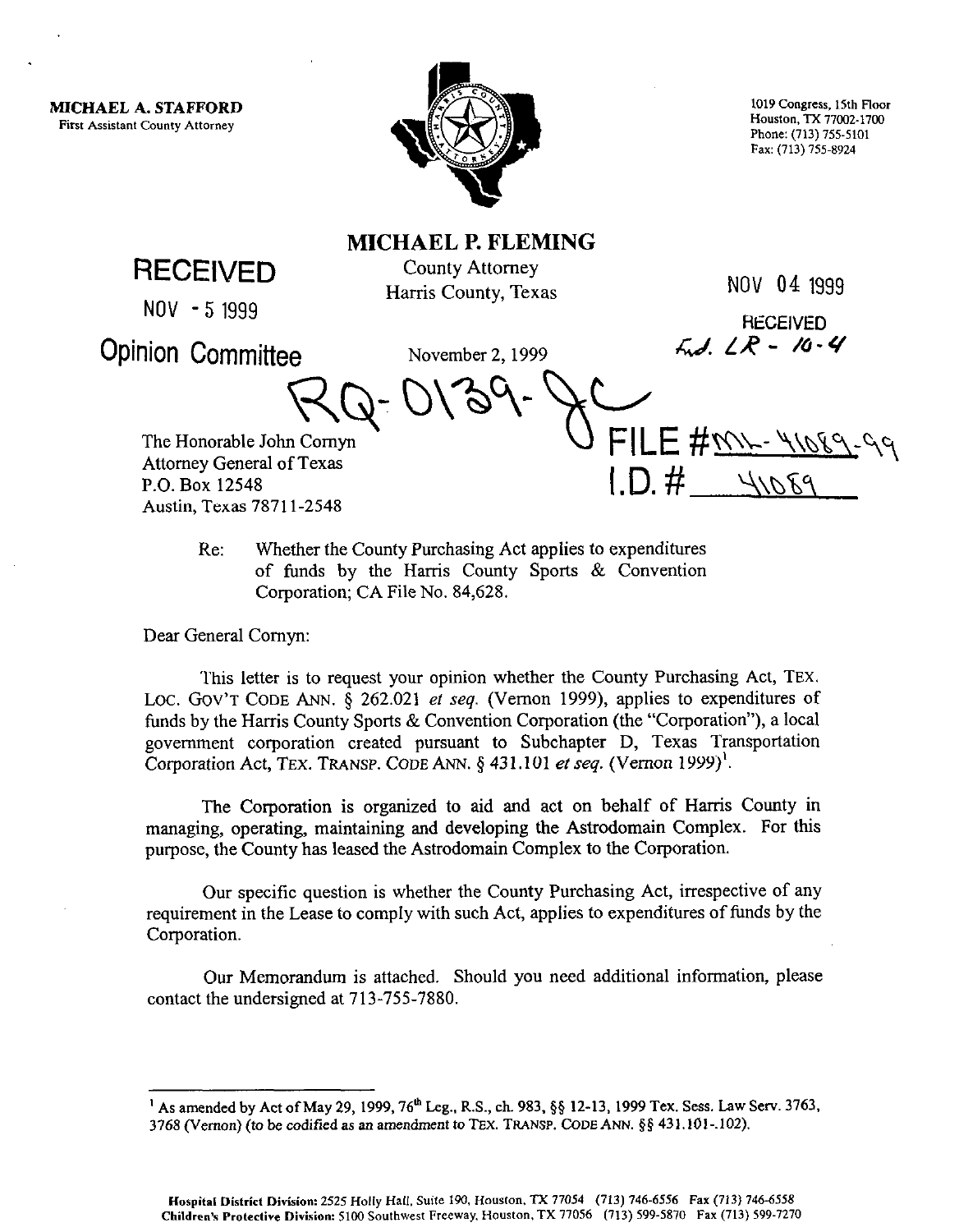**MICHAEL A. STAFFORD**
First Assistant County Attorney

1019 Congress, 15th Floor
Houston, TX 77002-1700
Phone: (713) 755-5101
Fax: (713) 755-8924

**MICHAEL P. FLEMING**
County Attorney
Harris County, Texas

**RECEIVED**
NOV - 5 1999
**Opinion Committee**

NOV 04 1999
RECEIVED
Fd. LR - 10-4

November 2, 1999

RQ-0139-JC

FILE # ML-41089-99
I.D. # 41089

The Honorable John Cornyn
Attorney General of Texas
P.O. Box 12548
Austin, Texas 78711-2548

Re: Whether the County Purchasing Act applies to expenditures of funds by the Harris County Sports & Convention Corporation; CA File No. 84,628.

Dear General Cornyn:

This letter is to request your opinion whether the County Purchasing Act, TEX. LOC. GOV'T CODE ANN. § 262.021 *et seq.* (Vernon 1999), applies to expenditures of funds by the Harris County Sports & Convention Corporation (the "Corporation"), a local government corporation created pursuant to Subchapter D, Texas Transportation Corporation Act, TEX. TRANSP. CODE ANN. § 431.101 *et seq.* (Vernon 1999)[1].

The Corporation is organized to aid and act on behalf of Harris County in managing, operating, maintaining and developing the Astrodomain Complex. For this purpose, the County has leased the Astrodomain Complex to the Corporation.

Our specific question is whether the County Purchasing Act, irrespective of any requirement in the Lease to comply with such Act, applies to expenditures of funds by the Corporation.

Our Memorandum is attached. Should you need additional information, please contact the undersigned at 713-755-7880.

---

[1] As amended by Act of May 29, 1999, 76th Leg., R.S., ch. 983, §§ 12-13, 1999 Tex. Sess. Law Serv. 3763, 3768 (Vernon) (to be codified as an amendment to TEX. TRANSP. CODE ANN. §§ 431.101-.102).

**Hospital District Division:** 2525 Holly Hall, Suite 190, Houston, TX 77054 (713) 746-6556 Fax (713) 746-6558
**Children's Protective Division:** 5100 Southwest Freeway, Houston, TX 77056 (713) 599-5870 Fax (713) 599-7270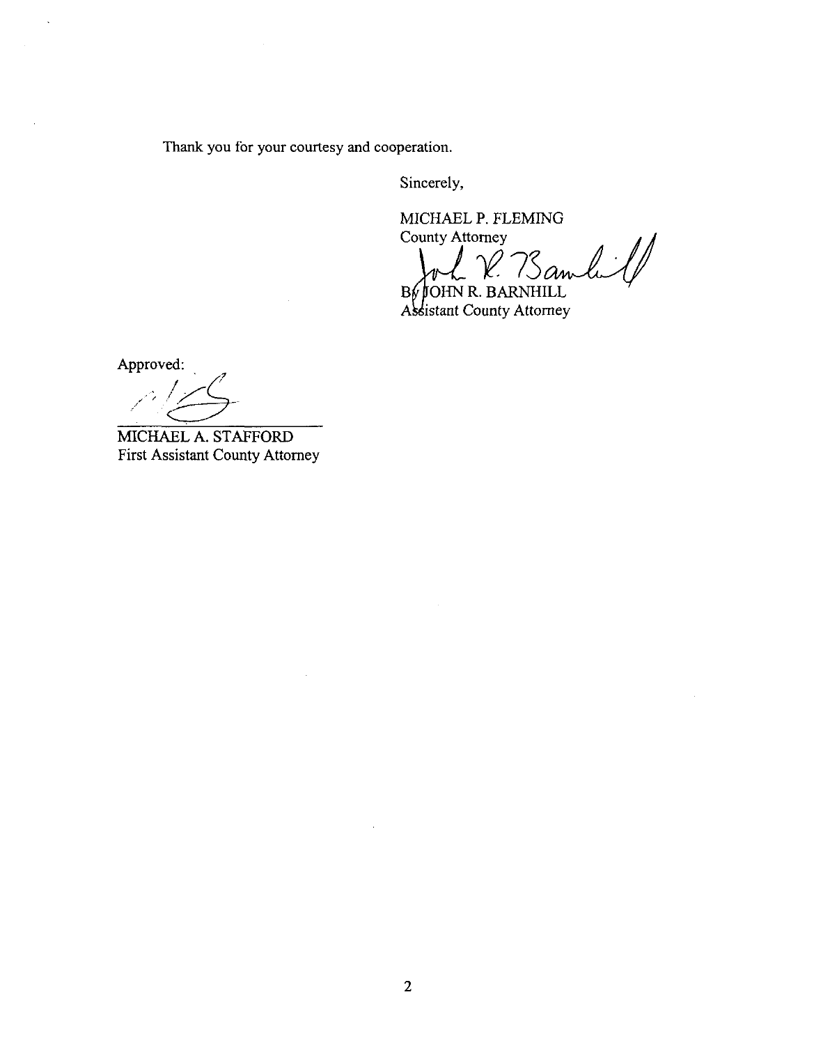Thank you for your courtesy and cooperation.

Sincerely,

MICHAEL P. FLEMING
County Attorney

By JOHN R. BARNHILL
Assistant County Attorney

Approved:

MICHAEL A. STAFFORD
First Assistant County Attorney